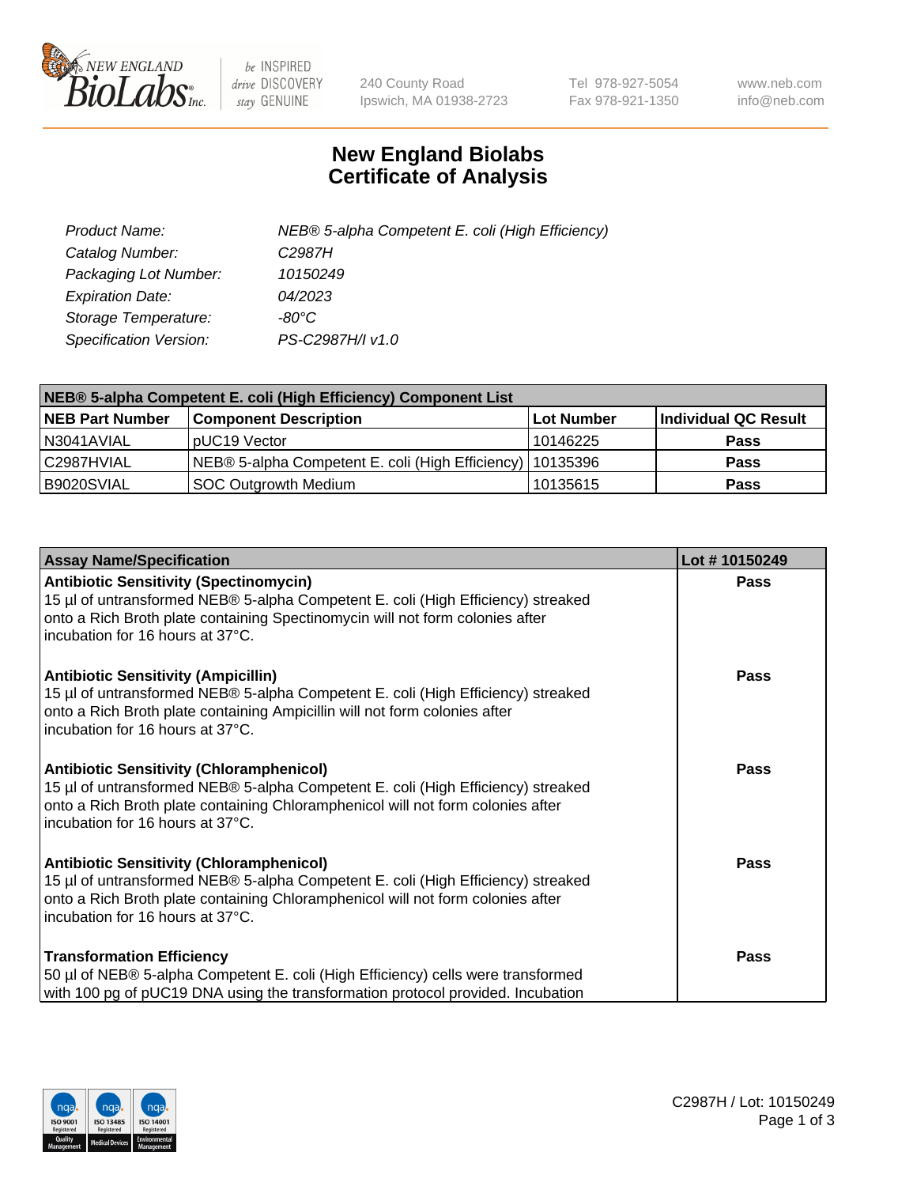# New England Biolabs
# Certificate of Analysis

| | |
|---|---|
| *Product Name:* | *NEB® 5-alpha Competent E. coli (High Efficiency)* |
| *Catalog Number:* | *C2987H* |
| *Packaging Lot Number:* | *10150249* |
| *Expiration Date:* | *04/2023* |
| *Storage Temperature:* | *-80°C* |
| *Specification Version:* | *PS-C2987H/I v1.0* |

| NEB® 5-alpha Competent E. coli (High Efficiency) Component List | | | |
|---|---|---|---|
| **NEB Part Number** | **Component Description** | **Lot Number** | **Individual QC Result** |
| N3041AVIAL | pUC19 Vector | 10146225 | **Pass** |
| C2987HVIAL | NEB® 5-alpha Competent E. coli (High Efficiency) | 10135396 | **Pass** |
| B9020SVIAL | SOC Outgrowth Medium | 10135615 | **Pass** |

| Assay Name/Specification | Lot # 10150249 |
|---|---|
| **Antibiotic Sensitivity (Spectinomycin)**<br>15 µl of untransformed NEB® 5-alpha Competent E. coli (High Efficiency) streaked onto a Rich Broth plate containing Spectinomycin will not form colonies after incubation for 16 hours at 37°C. | **Pass** |
| **Antibiotic Sensitivity (Ampicillin)**<br>15 µl of untransformed NEB® 5-alpha Competent E. coli (High Efficiency) streaked onto a Rich Broth plate containing Ampicillin will not form colonies after incubation for 16 hours at 37°C. | **Pass** |
| **Antibiotic Sensitivity (Chloramphenicol)**<br>15 µl of untransformed NEB® 5-alpha Competent E. coli (High Efficiency) streaked onto a Rich Broth plate containing Chloramphenicol will not form colonies after incubation for 16 hours at 37°C. | **Pass** |
| **Antibiotic Sensitivity (Chloramphenicol)**<br>15 µl of untransformed NEB® 5-alpha Competent E. coli (High Efficiency) streaked onto a Rich Broth plate containing Chloramphenicol will not form colonies after incubation for 16 hours at 37°C. | **Pass** |
| **Transformation Efficiency**<br>50 µl of NEB® 5-alpha Competent E. coli (High Efficiency) cells were transformed with 100 pg of pUC19 DNA using the transformation protocol provided. Incubation | **Pass** |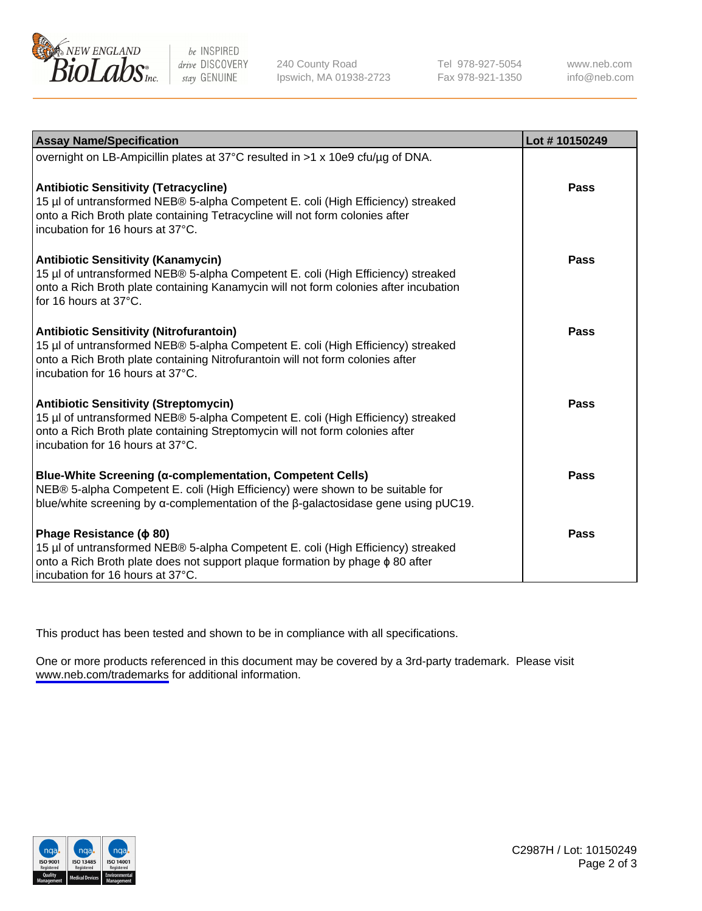| Assay Name/Specification | Lot # 10150249 |
|---|---|
| overnight on LB-Ampicillin plates at 37°C resulted in >1 x 10e9 cfu/µg of DNA. | |
| **Antibiotic Sensitivity (Tetracycline)**<br>15 µl of untransformed NEB® 5-alpha Competent E. coli (High Efficiency) streaked onto a Rich Broth plate containing Tetracycline will not form colonies after incubation for 16 hours at 37°C. | **Pass** |
| **Antibiotic Sensitivity (Kanamycin)**<br>15 µl of untransformed NEB® 5-alpha Competent E. coli (High Efficiency) streaked onto a Rich Broth plate containing Kanamycin will not form colonies after incubation for 16 hours at 37°C. | **Pass** |
| **Antibiotic Sensitivity (Nitrofurantoin)**<br>15 µl of untransformed NEB® 5-alpha Competent E. coli (High Efficiency) streaked onto a Rich Broth plate containing Nitrofurantoin will not form colonies after incubation for 16 hours at 37°C. | **Pass** |
| **Antibiotic Sensitivity (Streptomycin)**<br>15 µl of untransformed NEB® 5-alpha Competent E. coli (High Efficiency) streaked onto a Rich Broth plate containing Streptomycin will not form colonies after incubation for 16 hours at 37°C. | **Pass** |
| **Blue-White Screening (α-complementation, Competent Cells)**<br>NEB® 5-alpha Competent E. coli (High Efficiency) were shown to be suitable for blue/white screening by α-complementation of the β-galactosidase gene using pUC19. | **Pass** |
| **Phage Resistance (ϕ 80)**<br>15 µl of untransformed NEB® 5-alpha Competent E. coli (High Efficiency) streaked onto a Rich Broth plate does not support plaque formation by phage ϕ 80 after incubation for 16 hours at 37°C. | **Pass** |

This product has been tested and shown to be in compliance with all specifications.

One or more products referenced in this document may be covered by a 3rd-party trademark. Please visit www.neb.com/trademarks for additional information.

C2987H / Lot: 10150249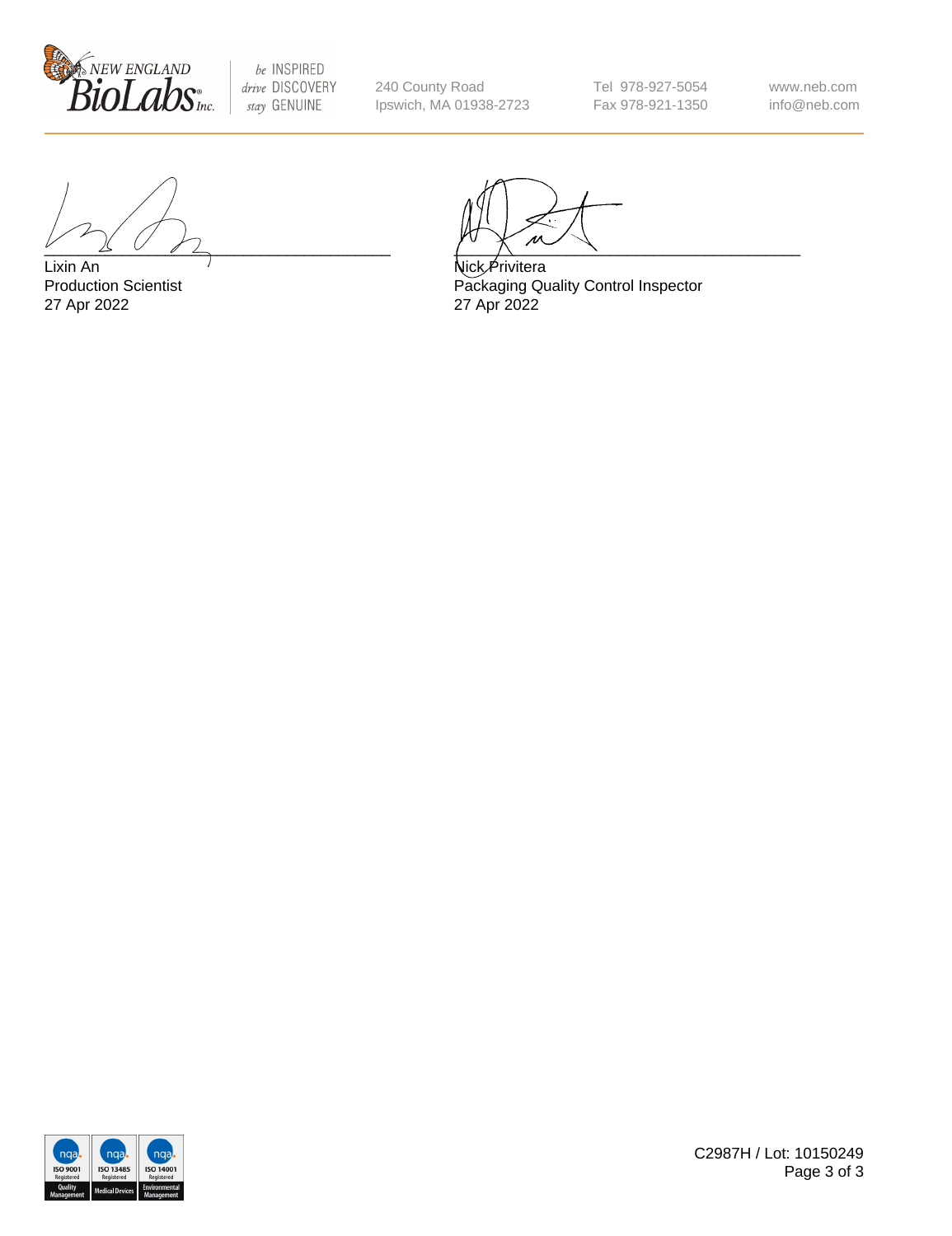Lixin An
Production Scientist
27 Apr 2022

Nick Privitera
Packaging Quality Control Inspector
27 Apr 2022